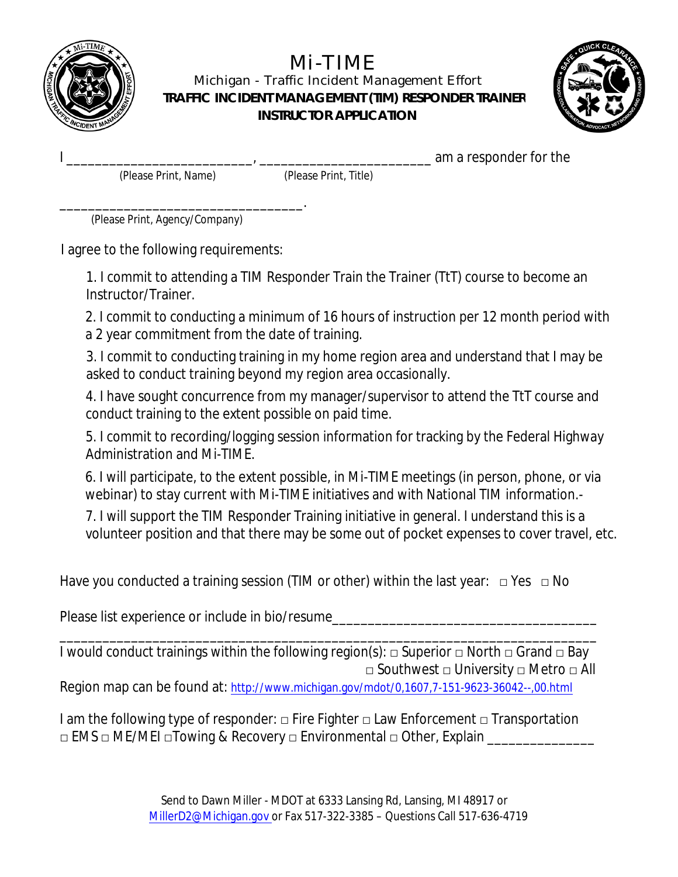# Mi-TIME

Michigan - Traffic Incident Management Effort

**TRAFFIC INCIDENT MANAGEMENT (TIM) RESPONDER TRAINER INSTRUCTOR APPLICATION**

I _________________________, _______________________ am a responder for the
(Please Print, Name) (Please Print, Title)

________________________________.
(Please Print, Agency/Company)

I agree to the following requirements:

1. I commit to attending a TIM Responder Train the Trainer (TtT) course to become an Instructor/Trainer.
2. I commit to conducting a minimum of 16 hours of instruction per 12 month period with a 2 year commitment from the date of training.
3. I commit to conducting training in my home region area and understand that I may be asked to conduct training beyond my region area occasionally.
4. I have sought concurrence from my manager/supervisor to attend the TtT course and conduct training to the extent possible on paid time.
5. I commit to recording/logging session information for tracking by the Federal Highway Administration and Mi-TIME.
6. I will participate, to the extent possible, in Mi-TIME meetings (in person, phone, or via webinar) to stay current with Mi-TIME initiatives and with National TIM information.-
7. I will support the TIM Responder Training initiative in general. I understand this is a volunteer position and that there may be some out of pocket expenses to cover travel, etc.

Have you conducted a training session (TIM or other) within the last year: □ Yes □ No

Please list experience or include in bio/resume____________________________________
_____________________________________________________________________________

I would conduct trainings within the following region(s): □ Superior □ North □ Grand □ Bay □ Southwest □ University □ Metro □ All

Region map can be found at: http://www.michigan.gov/mdot/0,1607,7-151-9623-36042--,00.html

I am the following type of responder: □ Fire Fighter □ Law Enforcement □ Transportation □ EMS □ ME/MEI □Towing & Recovery □ Environmental □ Other, Explain ______________

Send to Dawn Miller - MDOT at 6333 Lansing Rd, Lansing, MI 48917 or MillerD2@Michigan.gov or Fax 517-322-3385 – Questions Call 517-636-4719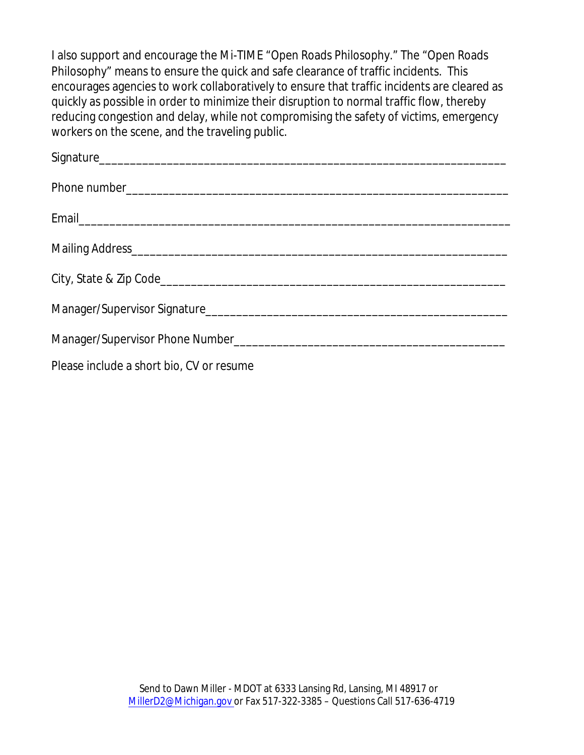I also support and encourage the Mi-TIME "Open Roads Philosophy." The "Open Roads Philosophy" means to ensure the quick and safe clearance of traffic incidents. This encourages agencies to work collaboratively to ensure that traffic incidents are cleared as quickly as possible in order to minimize their disruption to normal traffic flow, thereby reducing congestion and delay, while not compromising the safety of victims, emergency workers on the scene, and the traveling public.

Signature_______________________________________________________________

Phone number____________________________________________________________

Email___________________________________________________________________

Mailing Address_________________________________________________________

City, State & Zip Code__________________________________________________

Manager/Supervisor Signature____________________________________________

Manager/Supervisor Phone Number_________________________________________

Please include a short bio, CV or resume

Send to Dawn Miller - MDOT at 6333 Lansing Rd, Lansing, MI 48917 or [MillerD2@Michigan.gov](mailto:MillerD2@Michigan.gov) or Fax 517-322-3385 – Questions Call 517-636-4719